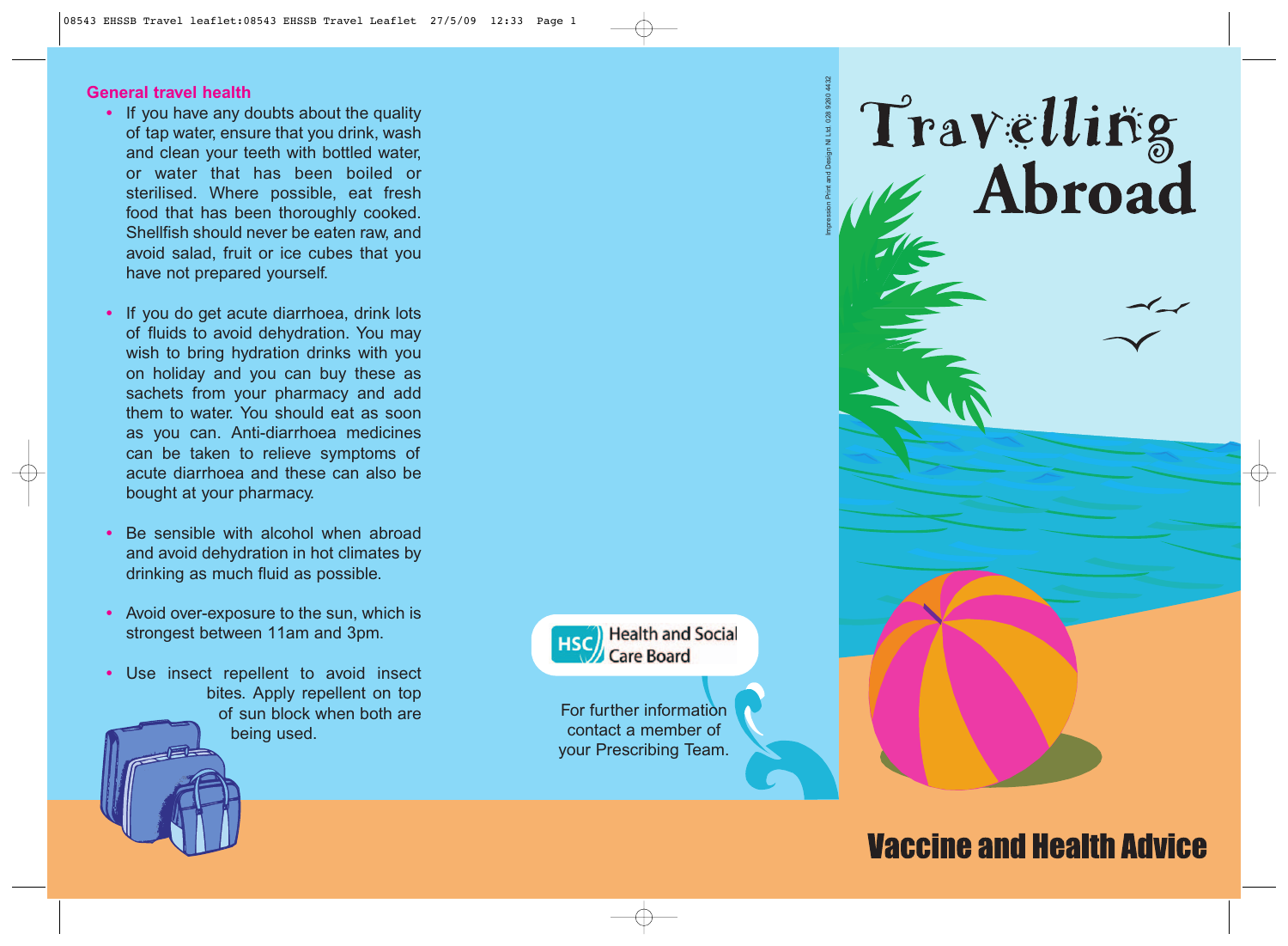## General travel health

- If you have any doubts about the quality of tap water, ensure that you drink, wash and clean your teeth with bottled water, or water that has been boiled or sterilised. Where possible, eat fresh food that has been thoroughly cooked. Shellfish should never be eaten raw, and avoid salad, fruit or ice cubes that you have not prepared yourself.

- If you do get acute diarrhoea, drink lots of fluids to avoid dehydration. You may wish to bring hydration drinks with you on holiday and you can buy these as sachets from your pharmacy and add them to water. You should eat as soon as you can. Anti-diarrhoea medicines can be taken to relieve symptoms of acute diarrhoea and these can also be bought at your pharmacy.

- Be sensible with alcohol when abroad and avoid dehydration in hot climates by drinking as much fluid as possible.

- Avoid over-exposure to the sun, which is strongest between 11am and 3pm.

- Use insect repellent to avoid insect bites. Apply repellent on top of sun block when both are being used.

HSC Health and Social Care Board

For further information contact a member of your Prescribing Team.

Impression Print and Design NI Ltd 028 9260 4432

# Travelling Abroad

## Vaccine and Health Advice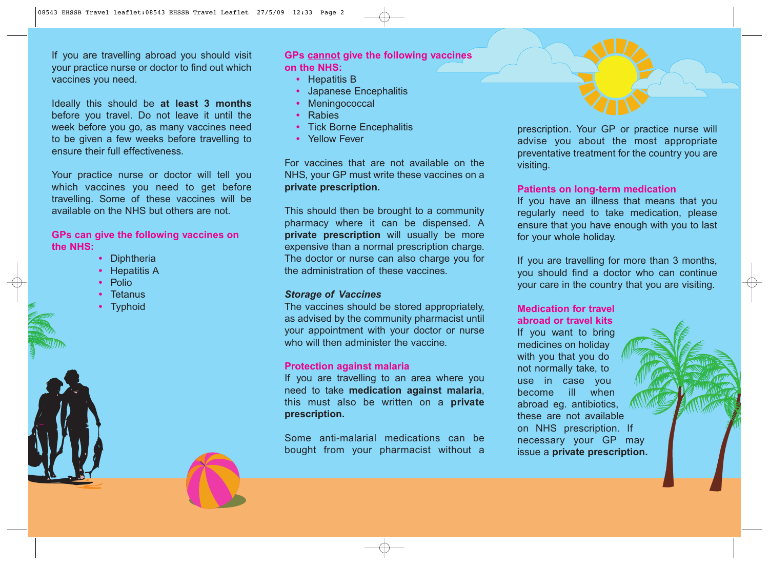If you are travelling abroad you should visit your practice nurse or doctor to find out which vaccines you need.

Ideally this should be **at least 3 months** before you travel. Do not leave it until the week before you go, as many vaccines need to be given a few weeks before travelling to ensure their full effectiveness.

Your practice nurse or doctor will tell you which vaccines you need to get before travelling. Some of these vaccines will be available on the NHS but others are not.

## GPs can give the following vaccines on the NHS:

- Diphtheria
- Hepatitis A
- Polio
- Tetanus
- Typhoid

## GPs cannot give the following vaccines on the NHS:

- Hepatitis B
- Japanese Encephalitis
- Meningococcal
- Rabies
- Tick Borne Encephalitis
- Yellow Fever

For vaccines that are not available on the NHS, your GP must write these vaccines on a **private prescription.**

This should then be brought to a community pharmacy where it can be dispensed. A **private prescription** will usually be more expensive than a normal prescription charge. The doctor or nurse can also charge you for the administration of these vaccines.

***Storage of Vaccines***

The vaccines should be stored appropriately, as advised by the community pharmacist until your appointment with your doctor or nurse who will then administer the vaccine.

## Protection against malaria

If you are travelling to an area where you need to take **medication against malaria**, this must also be written on a **private prescription.**

Some anti-malarial medications can be bought from your pharmacist without a prescription. Your GP or practice nurse will advise you about the most appropriate preventative treatment for the country you are visiting.

## Patients on long-term medication

If you have an illness that means that you regularly need to take medication, please ensure that you have enough with you to last for your whole holiday.

If you are travelling for more than 3 months, you should find a doctor who can continue your care in the country that you are visiting.

## Medication for travel abroad or travel kits

If you want to bring medicines on holiday with you that you do not normally take, to use in case you become ill when abroad eg. antibiotics, these are not available on NHS prescription. If necessary your GP may issue a **private prescription.**